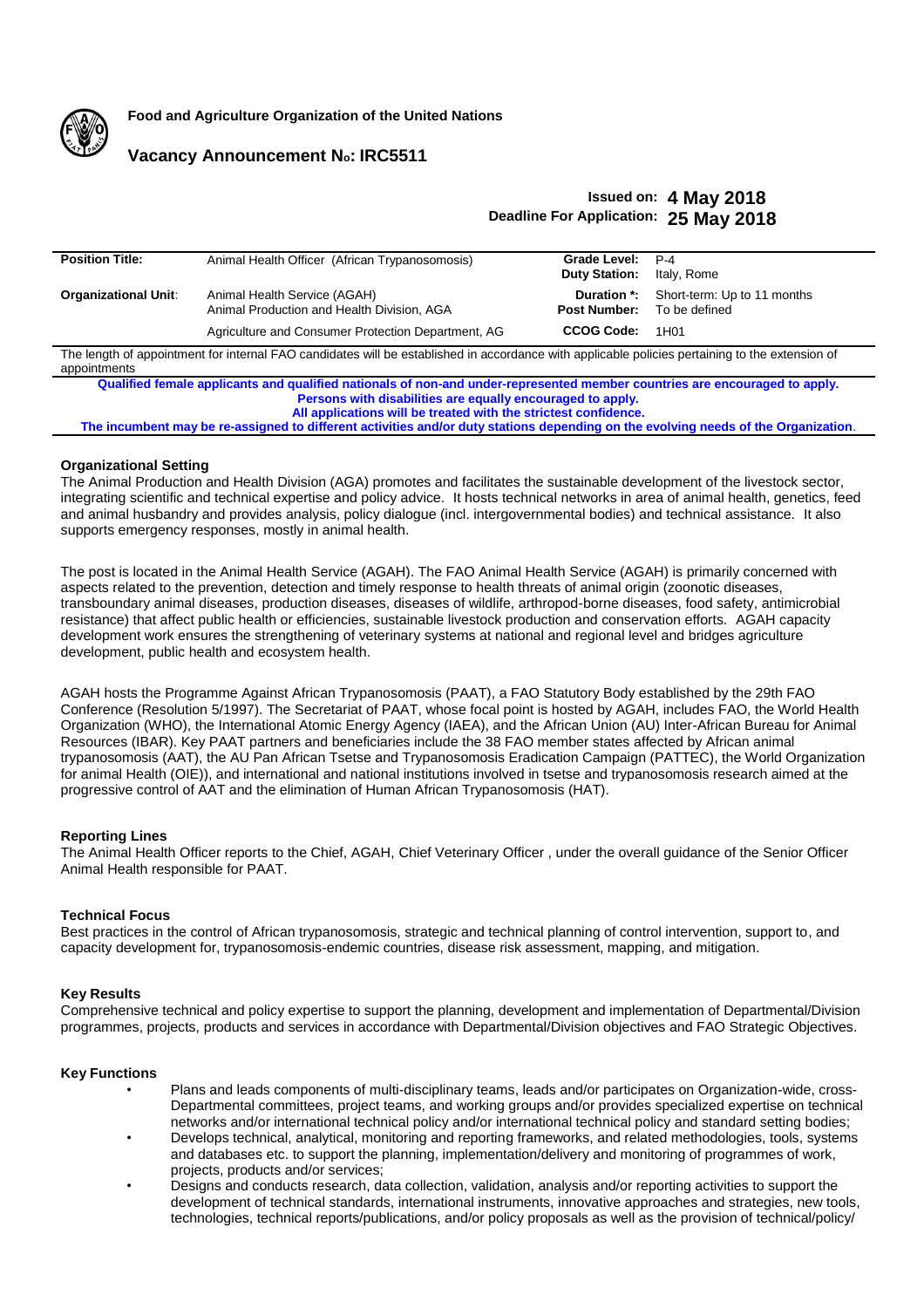**Food and Agriculture Organization of the United Nations**

## Vacancy Announcement No: IRC5511

**Issued on: 4 May 2018**
**Deadline For Application: 25 May 2018**

| | | | |
|---|---|---|---|
| **Position Title:** | Animal Health Officer (African Trypanosomosis) | **Grade Level:** | P-4 |
| | | **Duty Station:** | Italy, Rome |
| **Organizational Unit**: | Animal Health Service (AGAH) | **Duration \*:** | Short-term: Up to 11 months |
| | Animal Production and Health Division, AGA | **Post Number:** | To be defined |
| | Agriculture and Consumer Protection Department, AG | **CCOG Code:** | 1H01 |

The length of appointment for internal FAO candidates will be established in accordance with applicable policies pertaining to the extension of appointments

**Qualified female applicants and qualified nationals of non-and under-represented member countries are encouraged to apply.**
**Persons with disabilities are equally encouraged to apply.**
**All applications will be treated with the strictest confidence.**
**The incumbent may be re-assigned to different activities and/or duty stations depending on the evolving needs of the Organization**.

### Organizational Setting

The Animal Production and Health Division (AGA) promotes and facilitates the sustainable development of the livestock sector, integrating scientific and technical expertise and policy advice. It hosts technical networks in area of animal health, genetics, feed and animal husbandry and provides analysis, policy dialogue (incl. intergovernmental bodies) and technical assistance. It also supports emergency responses, mostly in animal health.

The post is located in the Animal Health Service (AGAH). The FAO Animal Health Service (AGAH) is primarily concerned with aspects related to the prevention, detection and timely response to health threats of animal origin (zoonotic diseases, transboundary animal diseases, production diseases, diseases of wildlife, arthropod-borne diseases, food safety, antimicrobial resistance) that affect public health or efficiencies, sustainable livestock production and conservation efforts. AGAH capacity development work ensures the strengthening of veterinary systems at national and regional level and bridges agriculture development, public health and ecosystem health.

AGAH hosts the Programme Against African Trypanosomosis (PAAT), a FAO Statutory Body established by the 29th FAO Conference (Resolution 5/1997). The Secretariat of PAAT, whose focal point is hosted by AGAH, includes FAO, the World Health Organization (WHO), the International Atomic Energy Agency (IAEA), and the African Union (AU) Inter-African Bureau for Animal Resources (IBAR). Key PAAT partners and beneficiaries include the 38 FAO member states affected by African animal trypanosomosis (AAT), the AU Pan African Tsetse and Trypanosomosis Eradication Campaign (PATTEC), the World Organization for animal Health (OIE)), and international and national institutions involved in tsetse and trypanosomosis research aimed at the progressive control of AAT and the elimination of Human African Trypanosomosis (HAT).

### Reporting Lines

The Animal Health Officer reports to the Chief, AGAH, Chief Veterinary Officer , under the overall guidance of the Senior Officer Animal Health responsible for PAAT.

### Technical Focus

Best practices in the control of African trypanosomosis, strategic and technical planning of control intervention, support to, and capacity development for, trypanosomosis-endemic countries, disease risk assessment, mapping, and mitigation.

### Key Results

Comprehensive technical and policy expertise to support the planning, development and implementation of Departmental/Division programmes, projects, products and services in accordance with Departmental/Division objectives and FAO Strategic Objectives.

### Key Functions

- Plans and leads components of multi-disciplinary teams, leads and/or participates on Organization-wide, cross-Departmental committees, project teams, and working groups and/or provides specialized expertise on technical networks and/or international technical policy and/or international technical policy and standard setting bodies;
- Develops technical, analytical, monitoring and reporting frameworks, and related methodologies, tools, systems and databases etc. to support the planning, implementation/delivery and monitoring of programmes of work, projects, products and/or services;
- Designs and conducts research, data collection, validation, analysis and/or reporting activities to support the development of technical standards, international instruments, innovative approaches and strategies, new tools, technologies, technical reports/publications, and/or policy proposals as well as the provision of technical/policy/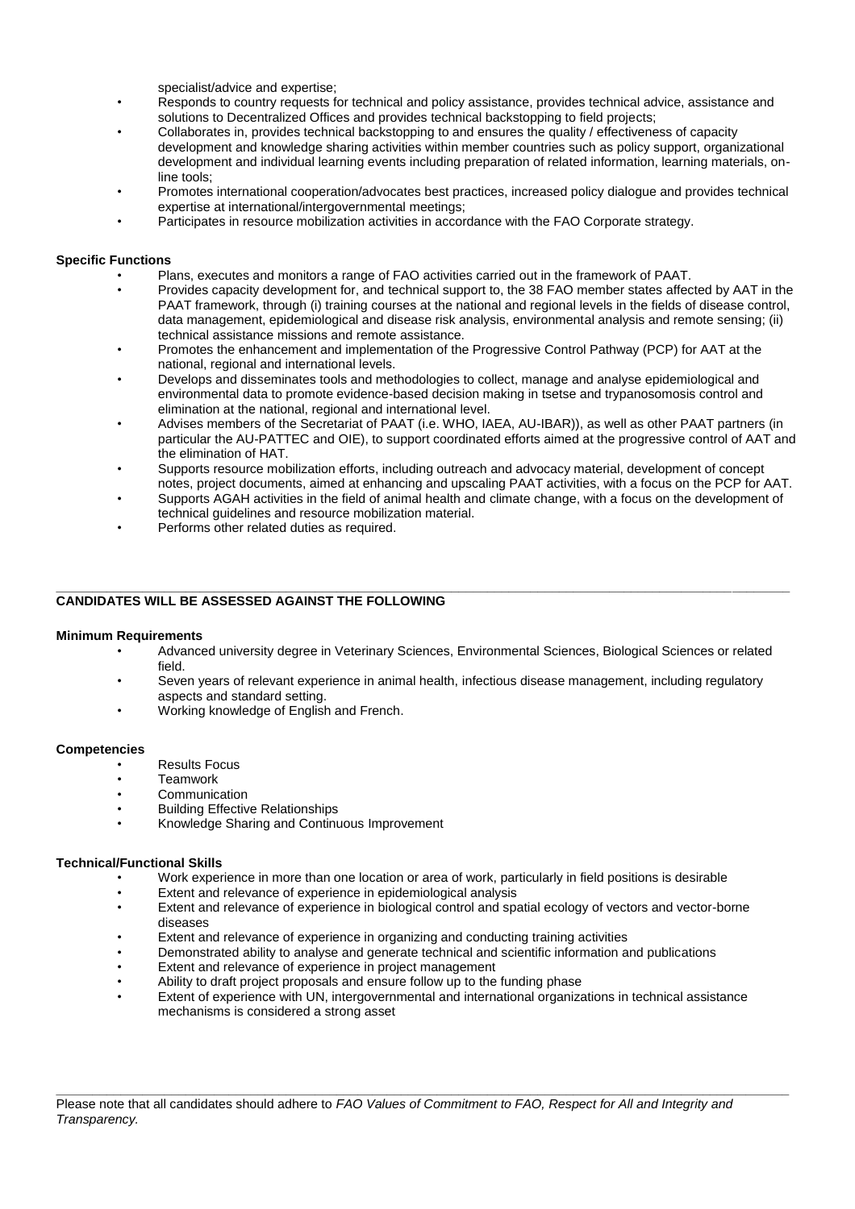specialist/advice and expertise;

- Responds to country requests for technical and policy assistance, provides technical advice, assistance and solutions to Decentralized Offices and provides technical backstopping to field projects;
- Collaborates in, provides technical backstopping to and ensures the quality / effectiveness of capacity development and knowledge sharing activities within member countries such as policy support, organizational development and individual learning events including preparation of related information, learning materials, on-line tools;
- Promotes international cooperation/advocates best practices, increased policy dialogue and provides technical expertise at international/intergovernmental meetings;
- Participates in resource mobilization activities in accordance with the FAO Corporate strategy.

**Specific Functions**

- Plans, executes and monitors a range of FAO activities carried out in the framework of PAAT.
- Provides capacity development for, and technical support to, the 38 FAO member states affected by AAT in the PAAT framework, through (i) training courses at the national and regional levels in the fields of disease control, data management, epidemiological and disease risk analysis, environmental analysis and remote sensing; (ii) technical assistance missions and remote assistance.
- Promotes the enhancement and implementation of the Progressive Control Pathway (PCP) for AAT at the national, regional and international levels.
- Develops and disseminates tools and methodologies to collect, manage and analyse epidemiological and environmental data to promote evidence-based decision making in tsetse and trypanosomosis control and elimination at the national, regional and international level.
- Advises members of the Secretariat of PAAT (i.e. WHO, IAEA, AU-IBAR)), as well as other PAAT partners (in particular the AU-PATTEC and OIE), to support coordinated efforts aimed at the progressive control of AAT and the elimination of HAT.
- Supports resource mobilization efforts, including outreach and advocacy material, development of concept notes, project documents, aimed at enhancing and upscaling PAAT activities, with a focus on the PCP for AAT.
- Supports AGAH activities in the field of animal health and climate change, with a focus on the development of technical guidelines and resource mobilization material.
- Performs other related duties as required.

---

**CANDIDATES WILL BE ASSESSED AGAINST THE FOLLOWING**

**Minimum Requirements**

- Advanced university degree in Veterinary Sciences, Environmental Sciences, Biological Sciences or related field.
- Seven years of relevant experience in animal health, infectious disease management, including regulatory aspects and standard setting.
- Working knowledge of English and French.

**Competencies**

- Results Focus
- Teamwork
- Communication
- Building Effective Relationships
- Knowledge Sharing and Continuous Improvement

**Technical/Functional Skills**

- Work experience in more than one location or area of work, particularly in field positions is desirable
- Extent and relevance of experience in epidemiological analysis
- Extent and relevance of experience in biological control and spatial ecology of vectors and vector-borne diseases
- Extent and relevance of experience in organizing and conducting training activities
- Demonstrated ability to analyse and generate technical and scientific information and publications
- Extent and relevance of experience in project management
- Ability to draft project proposals and ensure follow up to the funding phase
- Extent of experience with UN, intergovernmental and international organizations in technical assistance mechanisms is considered a strong asset

---

Please note that all candidates should adhere to *FAO Values of Commitment to FAO, Respect for All and Integrity and Transparency.*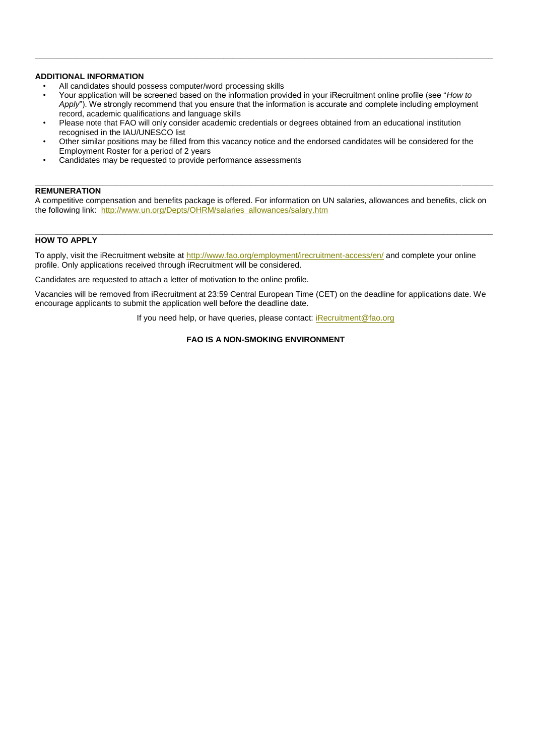## ADDITIONAL INFORMATION

- All candidates should possess computer/word processing skills
- Your application will be screened based on the information provided in your iRecruitment online profile (see "*How to Apply*"). We strongly recommend that you ensure that the information is accurate and complete including employment record, academic qualifications and language skills
- Please note that FAO will only consider academic credentials or degrees obtained from an educational institution recognised in the IAU/UNESCO list
- Other similar positions may be filled from this vacancy notice and the endorsed candidates will be considered for the Employment Roster for a period of 2 years
- Candidates may be requested to provide performance assessments

## REMUNERATION

A competitive compensation and benefits package is offered. For information on UN salaries, allowances and benefits, click on the following link: http://www.un.org/Depts/OHRM/salaries_allowances/salary.htm

## HOW TO APPLY

To apply, visit the iRecruitment website at http://www.fao.org/employment/irecruitment-access/en/ and complete your online profile. Only applications received through iRecruitment will be considered.

Candidates are requested to attach a letter of motivation to the online profile.

Vacancies will be removed from iRecruitment at 23:59 Central European Time (CET) on the deadline for applications date. We encourage applicants to submit the application well before the deadline date.

If you need help, or have queries, please contact: iRecruitment@fao.org

**FAO IS A NON-SMOKING ENVIRONMENT**